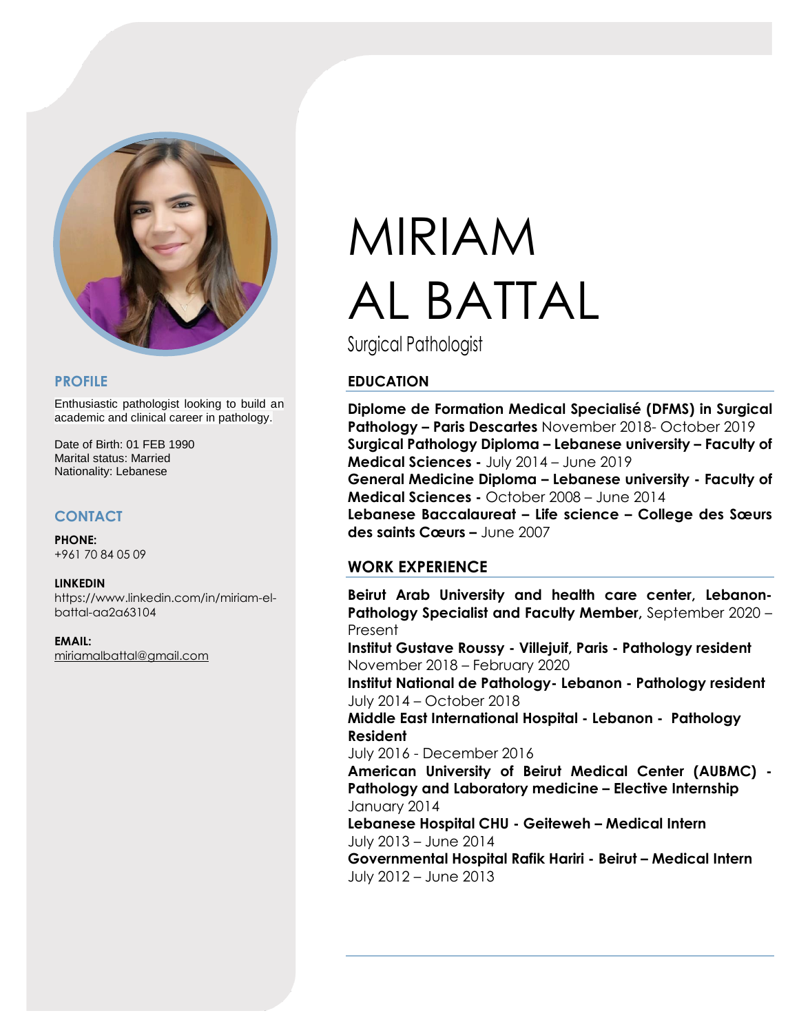# MIRIAM AL BATTAL

Surgical Pathologist

## PROFILE

Enthusiastic pathologist looking to build an academic and clinical career in pathology.

Date of Birth: 01 FEB 1990
Marital status: Married
Nationality: Lebanese

## CONTACT

**PHONE:**
+961 70 84 05 09

**LINKEDIN**
https://www.linkedin.com/in/miriam-el-battal-aa2a63104

**EMAIL:**
miriamalbattal@gmail.com

## EDUCATION

**Diplome de Formation Medical Specialisé (DFMS) in Surgical Pathology – Paris Descartes** November 2018- October 2019
**Surgical Pathology Diploma – Lebanese university – Faculty of Medical Sciences -** July 2014 – June 2019
**General Medicine Diploma – Lebanese university - Faculty of Medical Sciences -** October 2008 – June 2014
**Lebanese Baccalaureat – Life science – College des Sœurs des saints Cœurs –** June 2007

## WORK EXPERIENCE

**Beirut Arab University and health care center, Lebanon- Pathology Specialist and Faculty Member,** September 2020 – Present
**Institut Gustave Roussy - Villejuif, Paris - Pathology resident**
November 2018 – February 2020
**Institut National de Pathology- Lebanon - Pathology resident**
July 2014 – October 2018
**Middle East International Hospital - Lebanon - Pathology Resident**
July 2016 - December 2016
**American University of Beirut Medical Center (AUBMC) - Pathology and Laboratory medicine – Elective Internship**
January 2014
**Lebanese Hospital CHU - Geiteweh – Medical Intern**
July 2013 – June 2014
**Governmental Hospital Rafik Hariri - Beirut – Medical Intern**
July 2012 – June 2013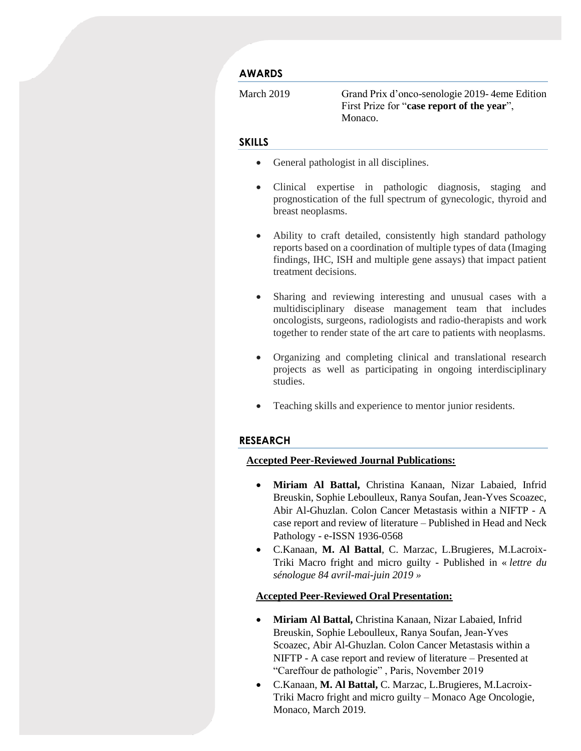## AWARDS

March 2019 — Grand Prix d'onco-senologie 2019- 4eme Edition First Prize for "**case report of the year**", Monaco.

## SKILLS

- General pathologist in all disciplines.
- Clinical expertise in pathologic diagnosis, staging and prognostication of the full spectrum of gynecologic, thyroid and breast neoplasms.
- Ability to craft detailed, consistently high standard pathology reports based on a coordination of multiple types of data (Imaging findings, IHC, ISH and multiple gene assays) that impact patient treatment decisions.
- Sharing and reviewing interesting and unusual cases with a multidisciplinary disease management team that includes oncologists, surgeons, radiologists and radio-therapists and work together to render state of the art care to patients with neoplasms.
- Organizing and completing clinical and translational research projects as well as participating in ongoing interdisciplinary studies.
- Teaching skills and experience to mentor junior residents.

## RESEARCH

**Accepted Peer-Reviewed Journal Publications:**

- **Miriam Al Battal,** Christina Kanaan, Nizar Labaied, Infrid Breuskin, Sophie Leboulleux, Ranya Soufan, Jean-Yves Scoazec, Abir Al-Ghuzlan. Colon Cancer Metastasis within a NIFTP - A case report and review of literature – Published in Head and Neck Pathology - e-ISSN 1936-0568
- C.Kanaan, **M. Al Battal**, C. Marzac, L.Brugieres, M.Lacroix-Triki Macro fright and micro guilty - Published in « *lettre du sénologue 84 avril-mai-juin 2019* »

**Accepted Peer-Reviewed Oral Presentation:**

- **Miriam Al Battal,** Christina Kanaan, Nizar Labaied, Infrid Breuskin, Sophie Leboulleux, Ranya Soufan, Jean-Yves Scoazec, Abir Al-Ghuzlan. Colon Cancer Metastasis within a NIFTP - A case report and review of literature – Presented at "Careffour de pathologie" , Paris, November 2019
- C.Kanaan, **M. Al Battal,** C. Marzac, L.Brugieres, M.Lacroix-Triki Macro fright and micro guilty – Monaco Age Oncologie, Monaco, March 2019.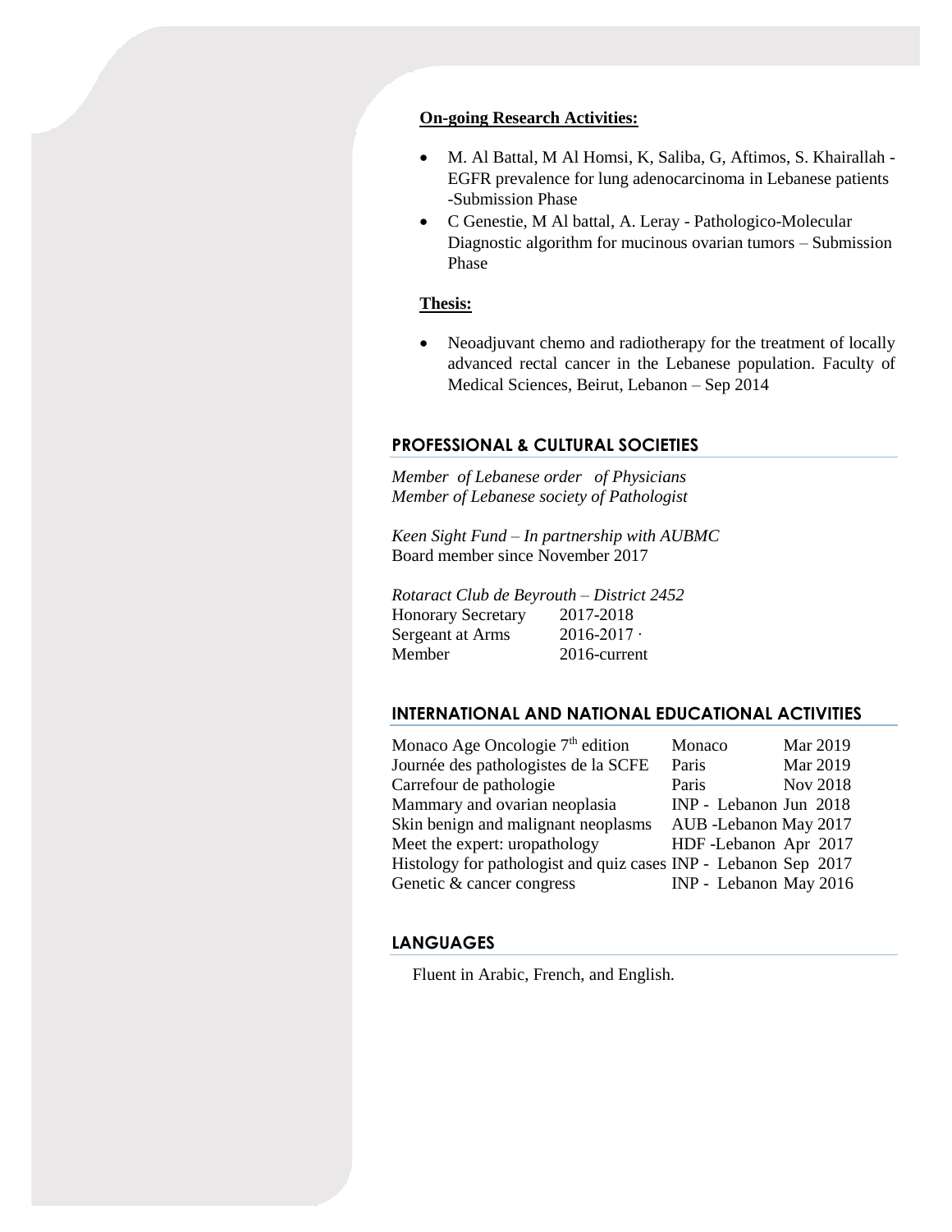**On-going Research Activities:**

- M. Al Battal, M Al Homsi, K, Saliba, G, Aftimos, S. Khairallah - EGFR prevalence for lung adenocarcinoma in Lebanese patients -Submission Phase
- C Genestie, M Al battal, A. Leray - Pathologico-Molecular Diagnostic algorithm for mucinous ovarian tumors – Submission Phase

**Thesis:**

- Neoadjuvant chemo and radiotherapy for the treatment of locally advanced rectal cancer in the Lebanese population. Faculty of Medical Sciences, Beirut, Lebanon – Sep 2014

## PROFESSIONAL & CULTURAL SOCIETIES

*Member of Lebanese order of Physicians*
*Member of Lebanese society of Pathologist*

*Keen Sight Fund – In partnership with AUBMC*
Board member since November 2017

*Rotaract Club de Beyrouth – District 2452*

| | |
|---|---|
| Honorary Secretary | 2017-2018 |
| Sergeant at Arms | 2016-2017 · |
| Member | 2016-current |

## INTERNATIONAL AND NATIONAL EDUCATIONAL ACTIVITIES

| | | |
|---|---|---|
| Monaco Age Oncologie 7th edition | Monaco | Mar 2019 |
| Journée des pathologistes de la SCFE | Paris | Mar 2019 |
| Carrefour de pathologie | Paris | Nov 2018 |
| Mammary and ovarian neoplasia | INP - Lebanon | Jun 2018 |
| Skin benign and malignant neoplasms | AUB -Lebanon | May 2017 |
| Meet the expert: uropathology | HDF -Lebanon | Apr 2017 |
| Histology for pathologist and quiz cases | INP - Lebanon | Sep 2017 |
| Genetic & cancer congress | INP - Lebanon | May 2016 |

## LANGUAGES

Fluent in Arabic, French, and English.